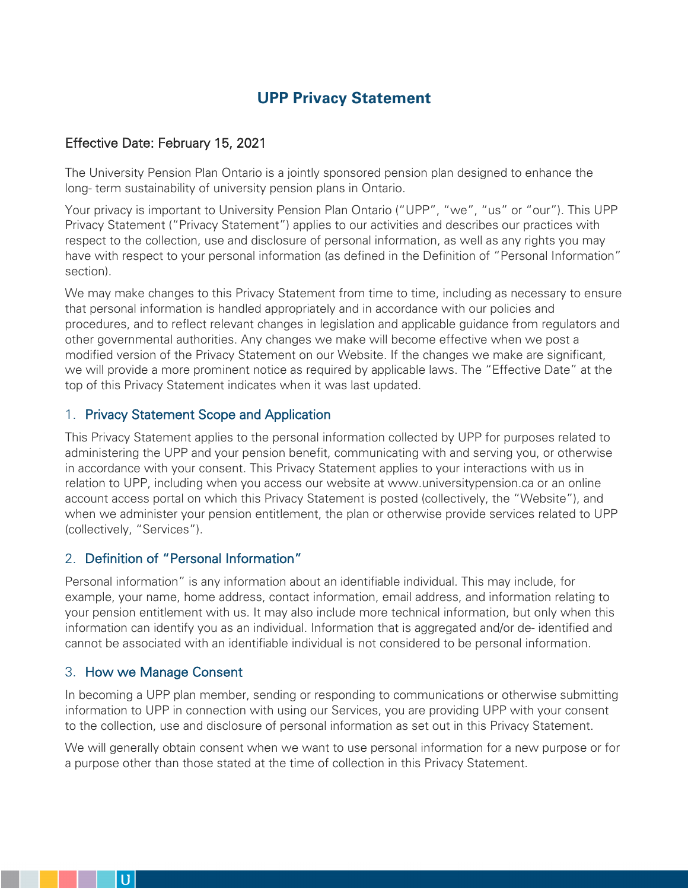# UPP Privacy Statement

Effective Date: February 15, 2021

The University Pension Plan Ontario is a jointly sponsored pension plan designed to enhance the long- term sustainability of university pension plans in Ontario.

Your privacy is important to University Pension Plan Ontario (“UPP”, “we”, “us” or “our”). This UPP Privacy Statement (“Privacy Statement”) applies to our activities and describes our practices with respect to the collection, use and disclosure of personal information, as well as any rights you may have with respect to your personal information (as defined in the Definition of “Personal Information” section).

We may make changes to this Privacy Statement from time to time, including as necessary to ensure that personal information is handled appropriately and in accordance with our policies and procedures, and to reflect relevant changes in legislation and applicable guidance from regulators and other governmental authorities. Any changes we make will become effective when we post a modified version of the Privacy Statement on our Website. If the changes we make are significant, we will provide a more prominent notice as required by applicable laws. The “Effective Date” at the top of this Privacy Statement indicates when it was last updated.

## 1. Privacy Statement Scope and Application

This Privacy Statement applies to the personal information collected by UPP for purposes related to administering the UPP and your pension benefit, communicating with and serving you, or otherwise in accordance with your consent. This Privacy Statement applies to your interactions with us in relation to UPP, including when you access our website at www.universitypension.ca or an online account access portal on which this Privacy Statement is posted (collectively, the “Website”), and when we administer your pension entitlement, the plan or otherwise provide services related to UPP (collectively, “Services”).

## 2. Definition of “Personal Information”

Personal information” is any information about an identifiable individual. This may include, for example, your name, home address, contact information, email address, and information relating to your pension entitlement with us. It may also include more technical information, but only when this information can identify you as an individual. Information that is aggregated and/or de- identified and cannot be associated with an identifiable individual is not considered to be personal information.

## 3. How we Manage Consent

In becoming a UPP plan member, sending or responding to communications or otherwise submitting information to UPP in connection with using our Services, you are providing UPP with your consent to the collection, use and disclosure of personal information as set out in this Privacy Statement.

We will generally obtain consent when we want to use personal information for a new purpose or for a purpose other than those stated at the time of collection in this Privacy Statement.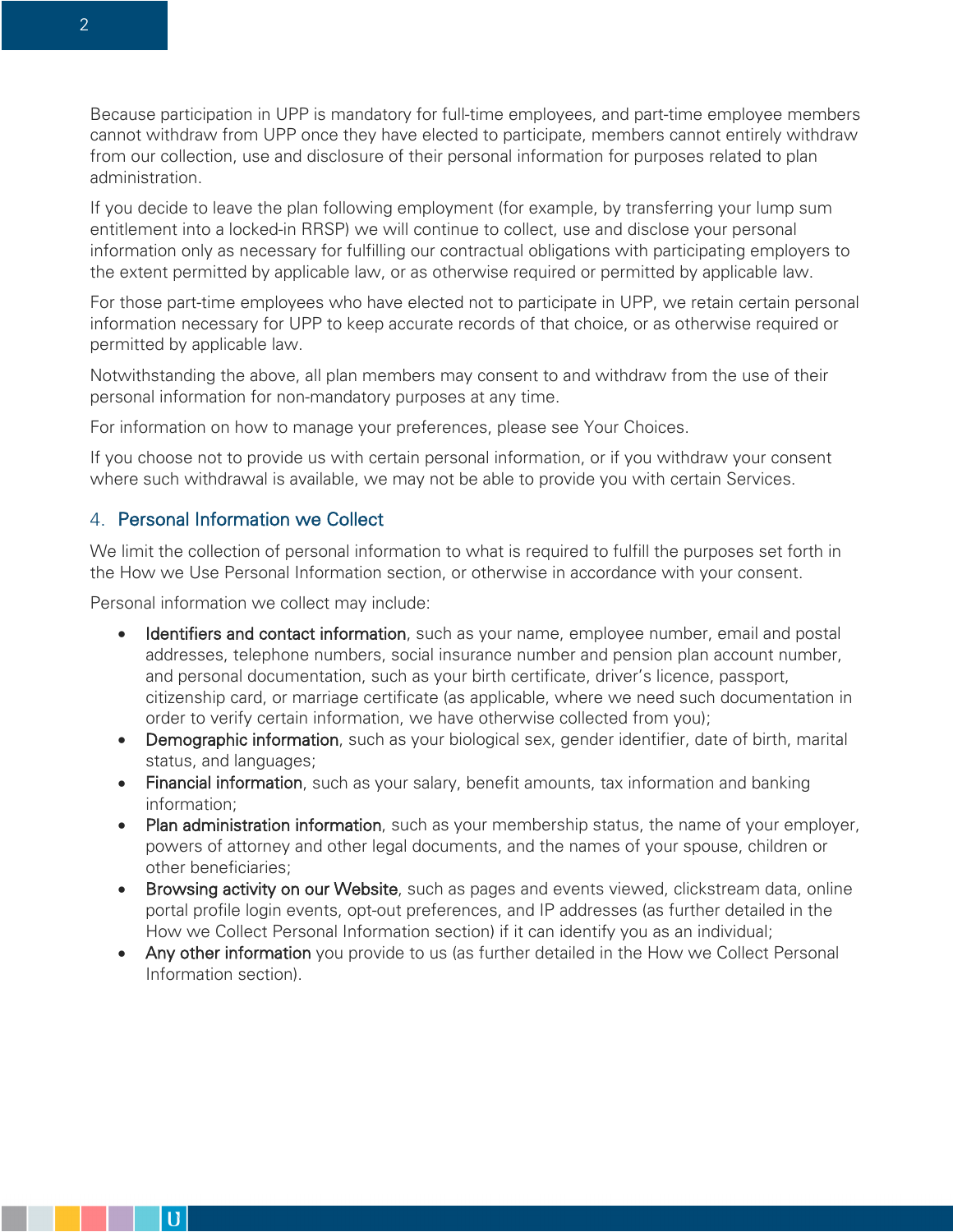Because participation in UPP is mandatory for full-time employees, and part-time employee members cannot withdraw from UPP once they have elected to participate, members cannot entirely withdraw from our collection, use and disclosure of their personal information for purposes related to plan administration.

If you decide to leave the plan following employment (for example, by transferring your lump sum entitlement into a locked-in RRSP) we will continue to collect, use and disclose your personal information only as necessary for fulfilling our contractual obligations with participating employers to the extent permitted by applicable law, or as otherwise required or permitted by applicable law.

For those part-time employees who have elected not to participate in UPP, we retain certain personal information necessary for UPP to keep accurate records of that choice, or as otherwise required or permitted by applicable law.

Notwithstanding the above, all plan members may consent to and withdraw from the use of their personal information for non-mandatory purposes at any time.

For information on how to manage your preferences, please see Your Choices.

If you choose not to provide us with certain personal information, or if you withdraw your consent where such withdrawal is available, we may not be able to provide you with certain Services.

## 4. Personal Information we Collect

We limit the collection of personal information to what is required to fulfill the purposes set forth in the How we Use Personal Information section, or otherwise in accordance with your consent.

Personal information we collect may include:

- Identifiers and contact information, such as your name, employee number, email and postal addresses, telephone numbers, social insurance number and pension plan account number, and personal documentation, such as your birth certificate, driver's licence, passport, citizenship card, or marriage certificate (as applicable, where we need such documentation in order to verify certain information, we have otherwise collected from you);
- Demographic information, such as your biological sex, gender identifier, date of birth, marital status, and languages;
- Financial information, such as your salary, benefit amounts, tax information and banking information;
- Plan administration information, such as your membership status, the name of your employer, powers of attorney and other legal documents, and the names of your spouse, children or other beneficiaries;
- Browsing activity on our Website, such as pages and events viewed, clickstream data, online portal profile login events, opt-out preferences, and IP addresses (as further detailed in the How we Collect Personal Information section) if it can identify you as an individual;
- Any other information you provide to us (as further detailed in the How we Collect Personal Information section).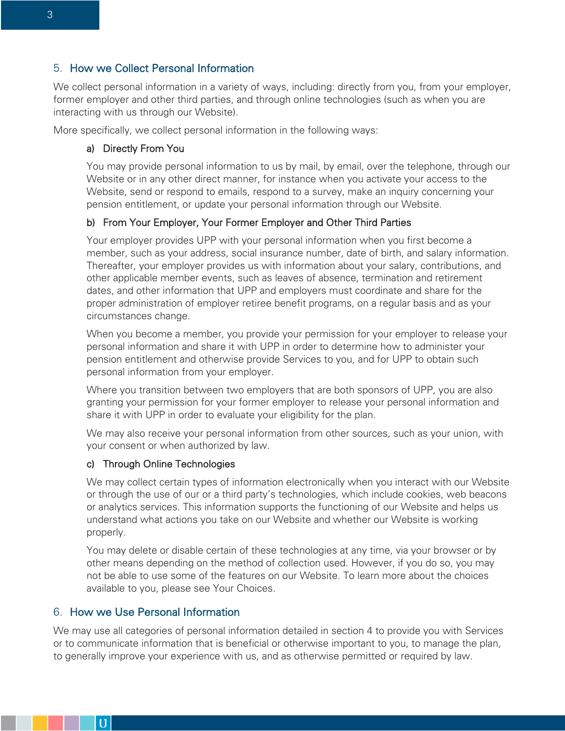## 5. How we Collect Personal Information

We collect personal information in a variety of ways, including: directly from you, from your employer, former employer and other third parties, and through online technologies (such as when you are interacting with us through our Website).

More specifically, we collect personal information in the following ways:

### a) Directly From You

You may provide personal information to us by mail, by email, over the telephone, through our Website or in any other direct manner, for instance when you activate your access to the Website, send or respond to emails, respond to a survey, make an inquiry concerning your pension entitlement, or update your personal information through our Website.

### b) From Your Employer, Your Former Employer and Other Third Parties

Your employer provides UPP with your personal information when you first become a member, such as your address, social insurance number, date of birth, and salary information. Thereafter, your employer provides us with information about your salary, contributions, and other applicable member events, such as leaves of absence, termination and retirement dates, and other information that UPP and employers must coordinate and share for the proper administration of employer retiree benefit programs, on a regular basis and as your circumstances change.

When you become a member, you provide your permission for your employer to release your personal information and share it with UPP in order to determine how to administer your pension entitlement and otherwise provide Services to you, and for UPP to obtain such personal information from your employer.

Where you transition between two employers that are both sponsors of UPP, you are also granting your permission for your former employer to release your personal information and share it with UPP in order to evaluate your eligibility for the plan.

We may also receive your personal information from other sources, such as your union, with your consent or when authorized by law.

### c) Through Online Technologies

We may collect certain types of information electronically when you interact with our Website or through the use of our or a third party's technologies, which include cookies, web beacons or analytics services. This information supports the functioning of our Website and helps us understand what actions you take on our Website and whether our Website is working properly.

You may delete or disable certain of these technologies at any time, via your browser or by other means depending on the method of collection used. However, if you do so, you may not be able to use some of the features on our Website. To learn more about the choices available to you, please see Your Choices.

## 6. How we Use Personal Information

We may use all categories of personal information detailed in section 4 to provide you with Services or to communicate information that is beneficial or otherwise important to you, to manage the plan, to generally improve your experience with us, and as otherwise permitted or required by law.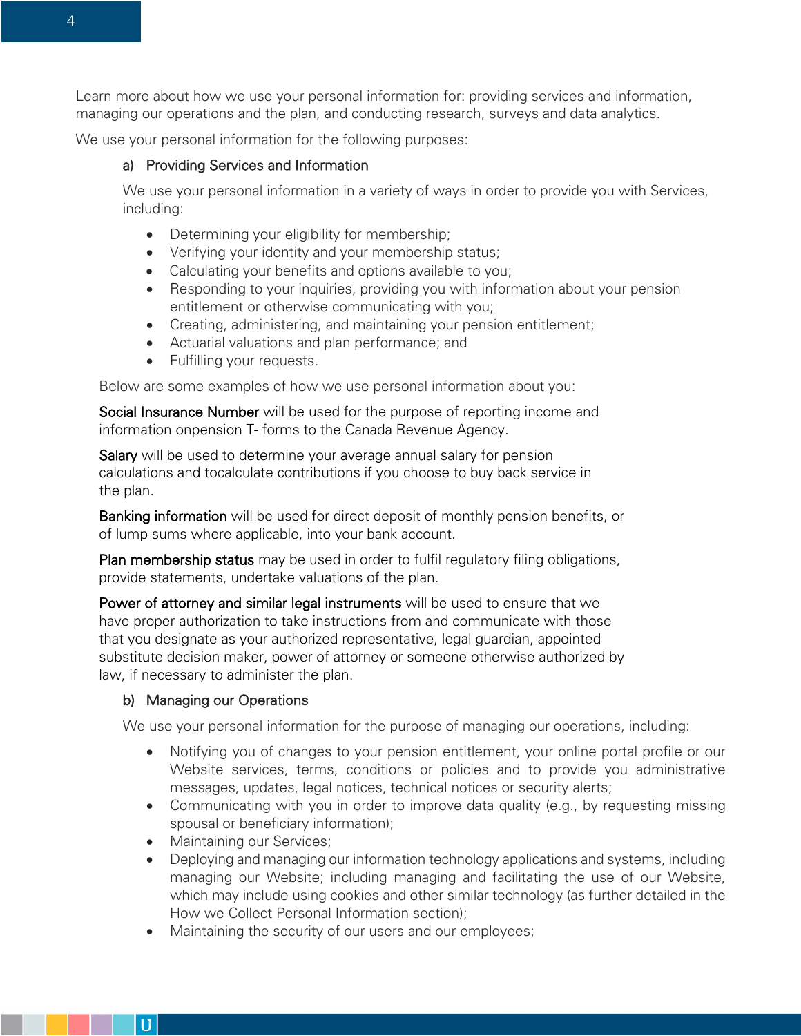Learn more about how we use your personal information for: providing services and information, managing our operations and the plan, and conducting research, surveys and data analytics.

We use your personal information for the following purposes:

### a) Providing Services and Information

We use your personal information in a variety of ways in order to provide you with Services, including:

- Determining your eligibility for membership;
- Verifying your identity and your membership status;
- Calculating your benefits and options available to you;
- Responding to your inquiries, providing you with information about your pension entitlement or otherwise communicating with you;
- Creating, administering, and maintaining your pension entitlement;
- Actuarial valuations and plan performance; and
- Fulfilling your requests.

Below are some examples of how we use personal information about you:

**Social Insurance Number** will be used for the purpose of reporting income and information onpension T- forms to the Canada Revenue Agency.

**Salary** will be used to determine your average annual salary for pension calculations and tocalculate contributions if you choose to buy back service in the plan.

**Banking information** will be used for direct deposit of monthly pension benefits, or of lump sums where applicable, into your bank account.

**Plan membership status** may be used in order to fulfil regulatory filing obligations, provide statements, undertake valuations of the plan.

**Power of attorney and similar legal instruments** will be used to ensure that we have proper authorization to take instructions from and communicate with those that you designate as your authorized representative, legal guardian, appointed substitute decision maker, power of attorney or someone otherwise authorized by law, if necessary to administer the plan.

### b) Managing our Operations

We use your personal information for the purpose of managing our operations, including:

- Notifying you of changes to your pension entitlement, your online portal profile or our Website services, terms, conditions or policies and to provide you administrative messages, updates, legal notices, technical notices or security alerts;
- Communicating with you in order to improve data quality (e.g., by requesting missing spousal or beneficiary information);
- Maintaining our Services;
- Deploying and managing our information technology applications and systems, including managing our Website; including managing and facilitating the use of our Website, which may include using cookies and other similar technology (as further detailed in the How we Collect Personal Information section);
- Maintaining the security of our users and our employees;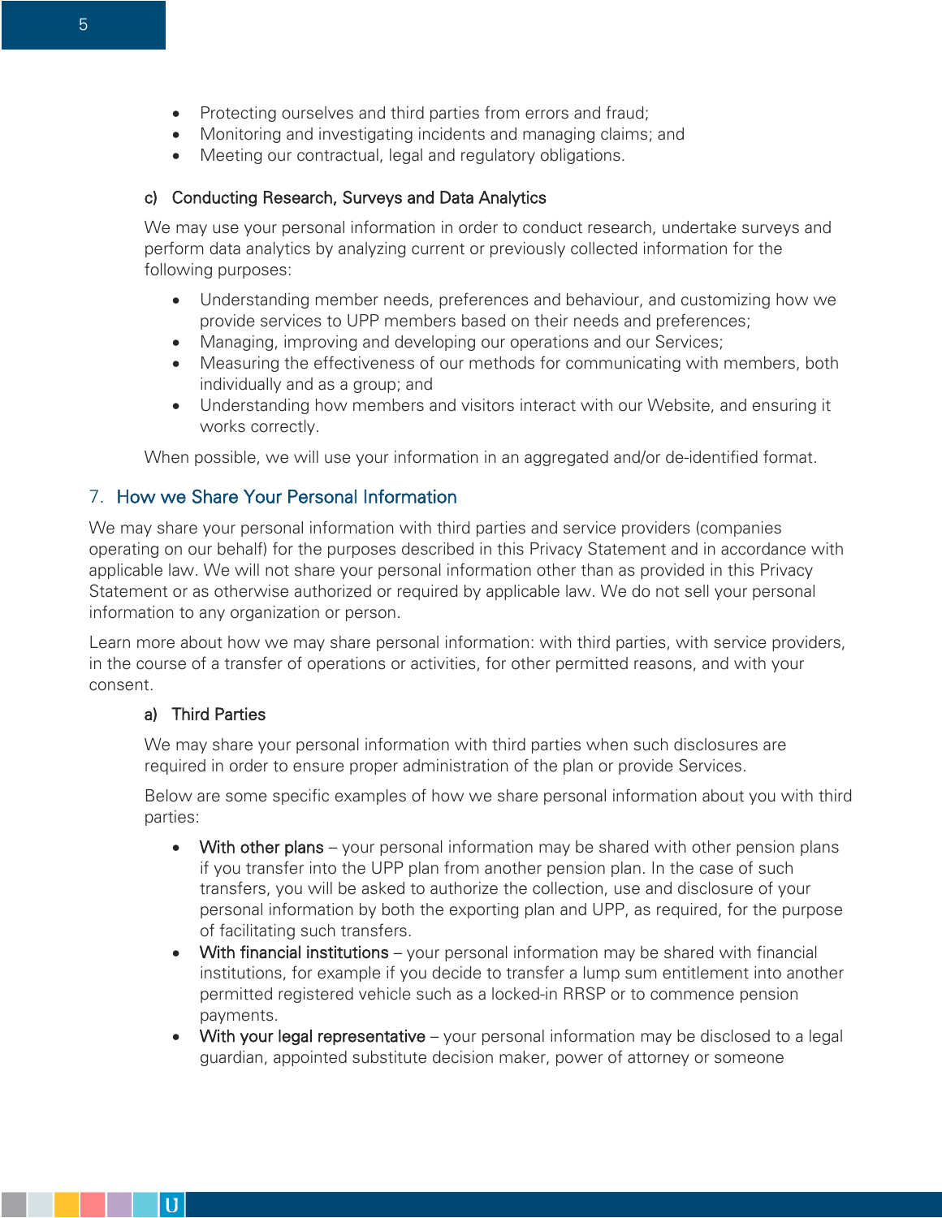- Protecting ourselves and third parties from errors and fraud;
- Monitoring and investigating incidents and managing claims; and
- Meeting our contractual, legal and regulatory obligations.

### c) Conducting Research, Surveys and Data Analytics

We may use your personal information in order to conduct research, undertake surveys and perform data analytics by analyzing current or previously collected information for the following purposes:

- Understanding member needs, preferences and behaviour, and customizing how we provide services to UPP members based on their needs and preferences;
- Managing, improving and developing our operations and our Services;
- Measuring the effectiveness of our methods for communicating with members, both individually and as a group; and
- Understanding how members and visitors interact with our Website, and ensuring it works correctly.

When possible, we will use your information in an aggregated and/or de-identified format.

## 7. How we Share Your Personal Information

We may share your personal information with third parties and service providers (companies operating on our behalf) for the purposes described in this Privacy Statement and in accordance with applicable law. We will not share your personal information other than as provided in this Privacy Statement or as otherwise authorized or required by applicable law. We do not sell your personal information to any organization or person.

Learn more about how we may share personal information: with third parties, with service providers, in the course of a transfer of operations or activities, for other permitted reasons, and with your consent.

### a) Third Parties

We may share your personal information with third parties when such disclosures are required in order to ensure proper administration of the plan or provide Services.

Below are some specific examples of how we share personal information about you with third parties:

- **With other plans** – your personal information may be shared with other pension plans if you transfer into the UPP plan from another pension plan. In the case of such transfers, you will be asked to authorize the collection, use and disclosure of your personal information by both the exporting plan and UPP, as required, for the purpose of facilitating such transfers.
- **With financial institutions** – your personal information may be shared with financial institutions, for example if you decide to transfer a lump sum entitlement into another permitted registered vehicle such as a locked-in RRSP or to commence pension payments.
- **With your legal representative** – your personal information may be disclosed to a legal guardian, appointed substitute decision maker, power of attorney or someone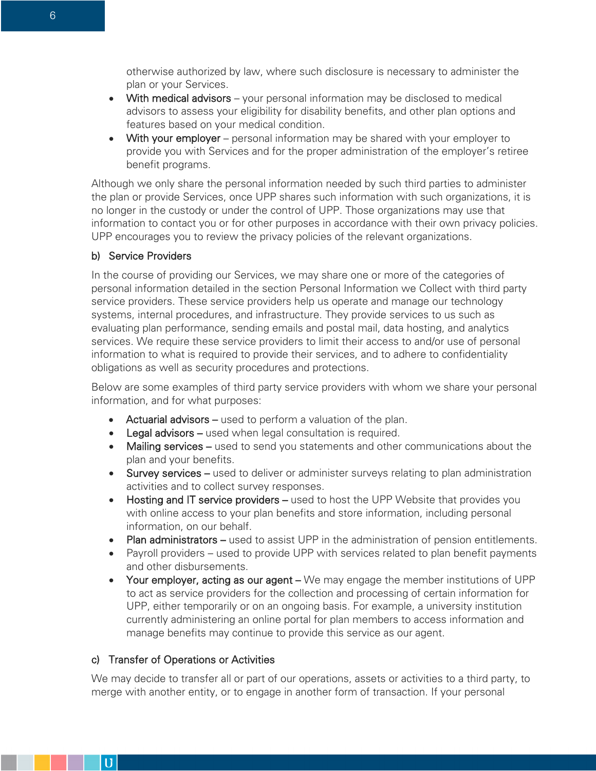otherwise authorized by law, where such disclosure is necessary to administer the plan or your Services.

- With medical advisors – your personal information may be disclosed to medical advisors to assess your eligibility for disability benefits, and other plan options and features based on your medical condition.
- With your employer – personal information may be shared with your employer to provide you with Services and for the proper administration of the employer's retiree benefit programs.

Although we only share the personal information needed by such third parties to administer the plan or provide Services, once UPP shares such information with such organizations, it is no longer in the custody or under the control of UPP. Those organizations may use that information to contact you or for other purposes in accordance with their own privacy policies. UPP encourages you to review the privacy policies of the relevant organizations.

### b) Service Providers

In the course of providing our Services, we may share one or more of the categories of personal information detailed in the section Personal Information we Collect with third party service providers. These service providers help us operate and manage our technology systems, internal procedures, and infrastructure. They provide services to us such as evaluating plan performance, sending emails and postal mail, data hosting, and analytics services. We require these service providers to limit their access to and/or use of personal information to what is required to provide their services, and to adhere to confidentiality obligations as well as security procedures and protections.

Below are some examples of third party service providers with whom we share your personal information, and for what purposes:

- Actuarial advisors – used to perform a valuation of the plan.
- Legal advisors – used when legal consultation is required.
- Mailing services – used to send you statements and other communications about the plan and your benefits.
- Survey services – used to deliver or administer surveys relating to plan administration activities and to collect survey responses.
- Hosting and IT service providers – used to host the UPP Website that provides you with online access to your plan benefits and store information, including personal information, on our behalf.
- Plan administrators – used to assist UPP in the administration of pension entitlements.
- Payroll providers – used to provide UPP with services related to plan benefit payments and other disbursements.
- Your employer, acting as our agent – We may engage the member institutions of UPP to act as service providers for the collection and processing of certain information for UPP, either temporarily or on an ongoing basis. For example, a university institution currently administering an online portal for plan members to access information and manage benefits may continue to provide this service as our agent.

### c) Transfer of Operations or Activities

We may decide to transfer all or part of our operations, assets or activities to a third party, to merge with another entity, or to engage in another form of transaction. If your personal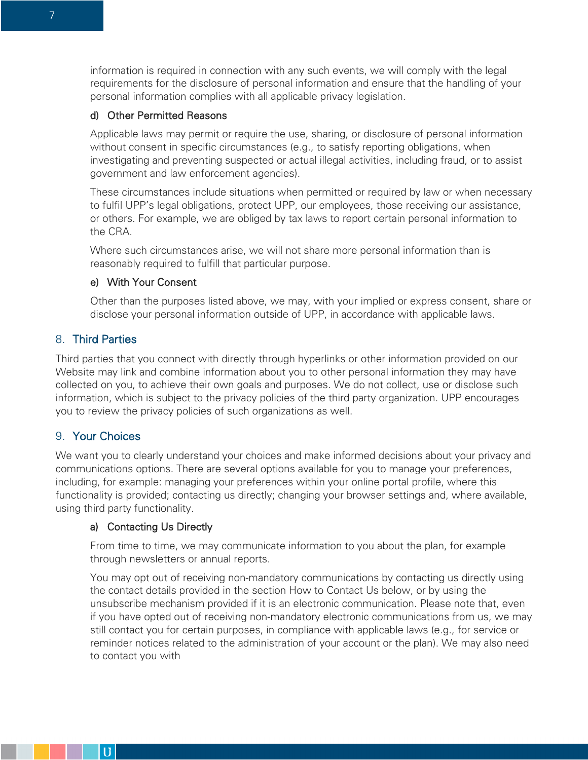information is required in connection with any such events, we will comply with the legal requirements for the disclosure of personal information and ensure that the handling of your personal information complies with all applicable privacy legislation.

### d) Other Permitted Reasons

Applicable laws may permit or require the use, sharing, or disclosure of personal information without consent in specific circumstances (e.g., to satisfy reporting obligations, when investigating and preventing suspected or actual illegal activities, including fraud, or to assist government and law enforcement agencies).

These circumstances include situations when permitted or required by law or when necessary to fulfil UPP's legal obligations, protect UPP, our employees, those receiving our assistance, or others. For example, we are obliged by tax laws to report certain personal information to the CRA.

Where such circumstances arise, we will not share more personal information than is reasonably required to fulfill that particular purpose.

### e) With Your Consent

Other than the purposes listed above, we may, with your implied or express consent, share or disclose your personal information outside of UPP, in accordance with applicable laws.

## 8. Third Parties

Third parties that you connect with directly through hyperlinks or other information provided on our Website may link and combine information about you to other personal information they may have collected on you, to achieve their own goals and purposes. We do not collect, use or disclose such information, which is subject to the privacy policies of the third party organization. UPP encourages you to review the privacy policies of such organizations as well.

## 9. Your Choices

We want you to clearly understand your choices and make informed decisions about your privacy and communications options. There are several options available for you to manage your preferences, including, for example: managing your preferences within your online portal profile, where this functionality is provided; contacting us directly; changing your browser settings and, where available, using third party functionality.

### a) Contacting Us Directly

From time to time, we may communicate information to you about the plan, for example through newsletters or annual reports.

You may opt out of receiving non-mandatory communications by contacting us directly using the contact details provided in the section How to Contact Us below, or by using the unsubscribe mechanism provided if it is an electronic communication. Please note that, even if you have opted out of receiving non-mandatory electronic communications from us, we may still contact you for certain purposes, in compliance with applicable laws (e.g., for service or reminder notices related to the administration of your account or the plan). We may also need to contact you with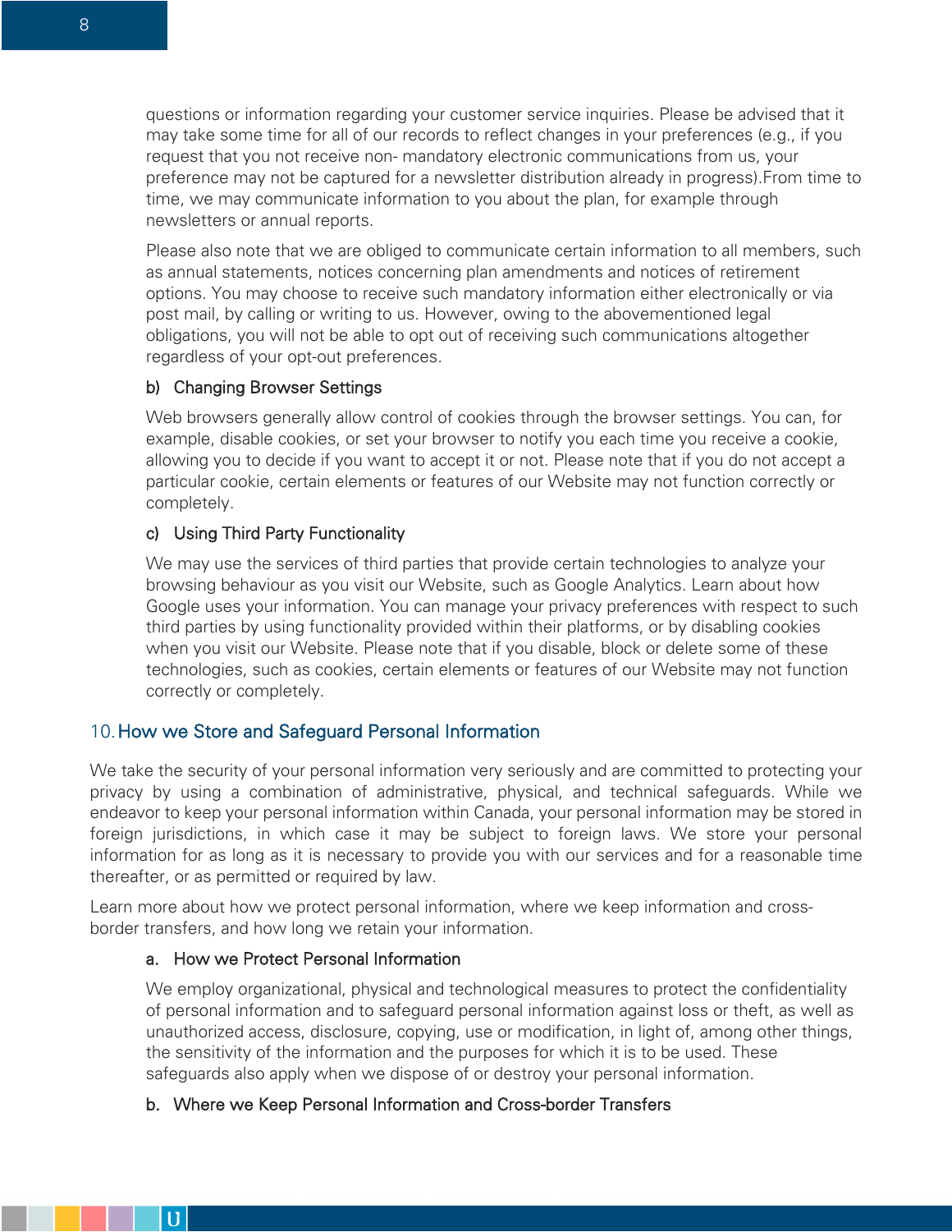questions or information regarding your customer service inquiries. Please be advised that it may take some time for all of our records to reflect changes in your preferences (e.g., if you request that you not receive non- mandatory electronic communications from us, your preference may not be captured for a newsletter distribution already in progress).From time to time, we may communicate information to you about the plan, for example through newsletters or annual reports.

Please also note that we are obliged to communicate certain information to all members, such as annual statements, notices concerning plan amendments and notices of retirement options. You may choose to receive such mandatory information either electronically or via post mail, by calling or writing to us. However, owing to the abovementioned legal obligations, you will not be able to opt out of receiving such communications altogether regardless of your opt-out preferences.

### b) Changing Browser Settings

Web browsers generally allow control of cookies through the browser settings. You can, for example, disable cookies, or set your browser to notify you each time you receive a cookie, allowing you to decide if you want to accept it or not. Please note that if you do not accept a particular cookie, certain elements or features of our Website may not function correctly or completely.

### c) Using Third Party Functionality

We may use the services of third parties that provide certain technologies to analyze your browsing behaviour as you visit our Website, such as Google Analytics. Learn about how Google uses your information. You can manage your privacy preferences with respect to such third parties by using functionality provided within their platforms, or by disabling cookies when you visit our Website. Please note that if you disable, block or delete some of these technologies, such as cookies, certain elements or features of our Website may not function correctly or completely.

## 10. How we Store and Safeguard Personal Information

We take the security of your personal information very seriously and are committed to protecting your privacy by using a combination of administrative, physical, and technical safeguards. While we endeavor to keep your personal information within Canada, your personal information may be stored in foreign jurisdictions, in which case it may be subject to foreign laws. We store your personal information for as long as it is necessary to provide you with our services and for a reasonable time thereafter, or as permitted or required by law.

Learn more about how we protect personal information, where we keep information and cross-border transfers, and how long we retain your information.

### a. How we Protect Personal Information

We employ organizational, physical and technological measures to protect the confidentiality of personal information and to safeguard personal information against loss or theft, as well as unauthorized access, disclosure, copying, use or modification, in light of, among other things, the sensitivity of the information and the purposes for which it is to be used. These safeguards also apply when we dispose of or destroy your personal information.

### b. Where we Keep Personal Information and Cross-border Transfers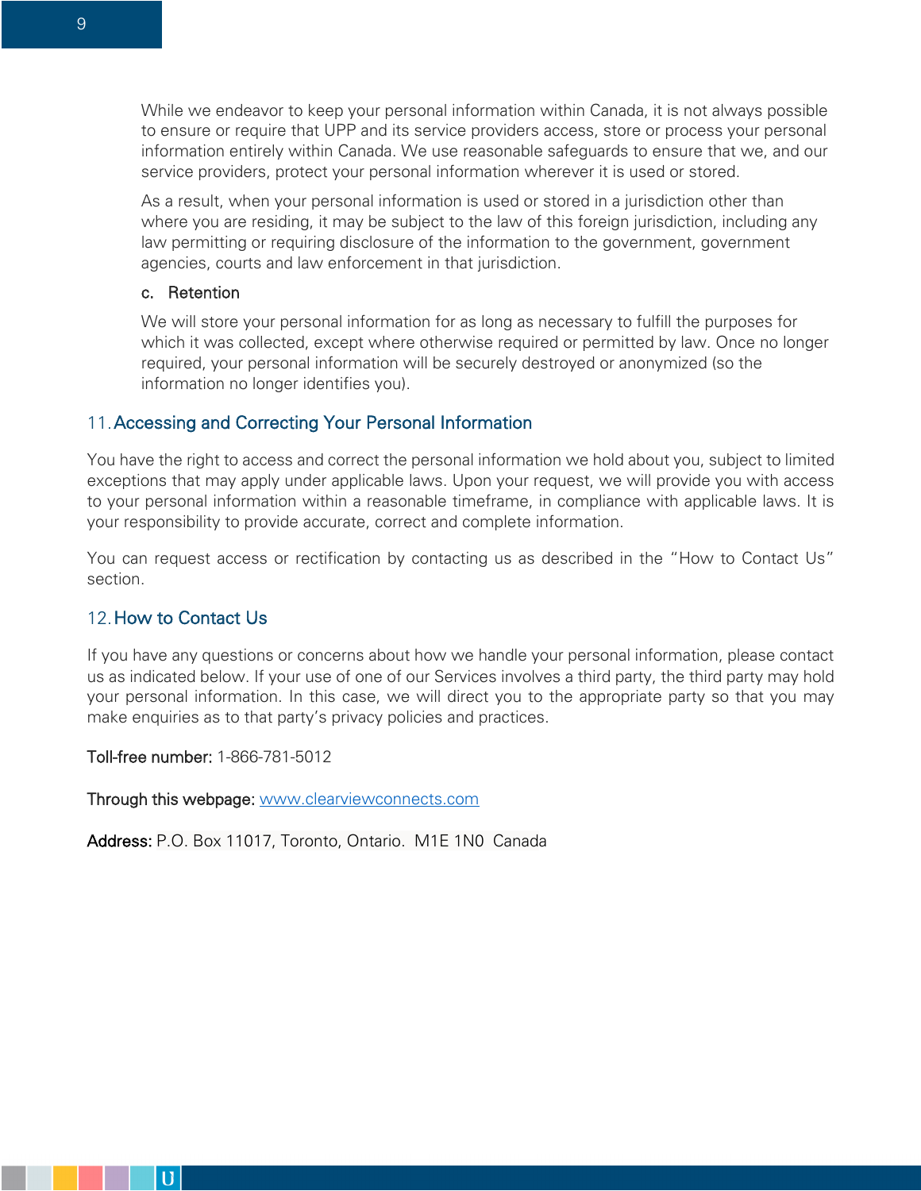While we endeavor to keep your personal information within Canada, it is not always possible to ensure or require that UPP and its service providers access, store or process your personal information entirely within Canada. We use reasonable safeguards to ensure that we, and our service providers, protect your personal information wherever it is used or stored.

As a result, when your personal information is used or stored in a jurisdiction other than where you are residing, it may be subject to the law of this foreign jurisdiction, including any law permitting or requiring disclosure of the information to the government, government agencies, courts and law enforcement in that jurisdiction.

### c. Retention

We will store your personal information for as long as necessary to fulfill the purposes for which it was collected, except where otherwise required or permitted by law. Once no longer required, your personal information will be securely destroyed or anonymized (so the information no longer identifies you).

## 11. Accessing and Correcting Your Personal Information

You have the right to access and correct the personal information we hold about you, subject to limited exceptions that may apply under applicable laws. Upon your request, we will provide you with access to your personal information within a reasonable timeframe, in compliance with applicable laws. It is your responsibility to provide accurate, correct and complete information.

You can request access or rectification by contacting us as described in the "How to Contact Us" section.

## 12. How to Contact Us

If you have any questions or concerns about how we handle your personal information, please contact us as indicated below. If your use of one of our Services involves a third party, the third party may hold your personal information. In this case, we will direct you to the appropriate party so that you may make enquiries as to that party's privacy policies and practices.

**Toll-free number:** 1-866-781-5012

**Through this webpage:** [www.clearviewconnects.com](http://www.clearviewconnects.com)

**Address:** P.O. Box 11017, Toronto, Ontario. M1E 1N0 Canada